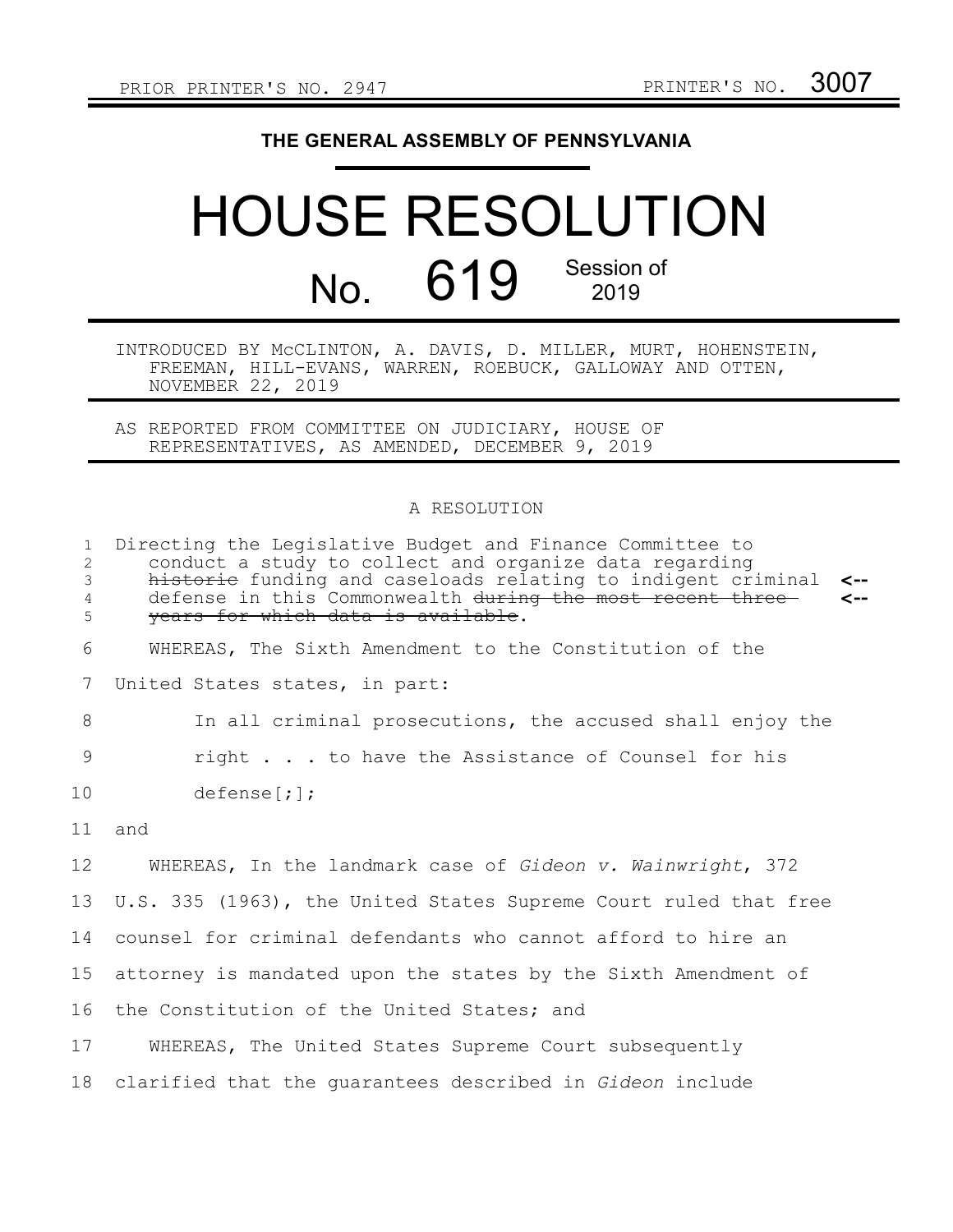PRIOR PRINTER'S NO. 2947 PRINTER'S NO. 3007

# THE GENERAL ASSEMBLY OF PENNSYLVANIA

# HOUSE RESOLUTION

## No. 619 Session of 2019

INTRODUCED BY McCLINTON, A. DAVIS, D. MILLER, MURT, HOHENSTEIN, FREEMAN, HILL-EVANS, WARREN, ROEBUCK, GALLOWAY AND OTTEN, NOVEMBER 22, 2019

AS REPORTED FROM COMMITTEE ON JUDICIARY, HOUSE OF REPRESENTATIVES, AS AMENDED, DECEMBER 9, 2019

A RESOLUTION

Directing the Legislative Budget and Finance Committee to conduct a study to collect and organize data regarding ~~historic~~ funding and caseloads relating to indigent criminal defense in this Commonwealth ~~during the most recent three years for which data is available~~.

WHEREAS, The Sixth Amendment to the Constitution of the United States states, in part:

> In all criminal prosecutions, the accused shall enjoy the right . . . to have the Assistance of Counsel for his defense[;];

and

WHEREAS, In the landmark case of *Gideon v. Wainwright*, 372 U.S. 335 (1963), the United States Supreme Court ruled that free counsel for criminal defendants who cannot afford to hire an attorney is mandated upon the states by the Sixth Amendment of the Constitution of the United States; and

WHEREAS, The United States Supreme Court subsequently clarified that the guarantees described in *Gideon* include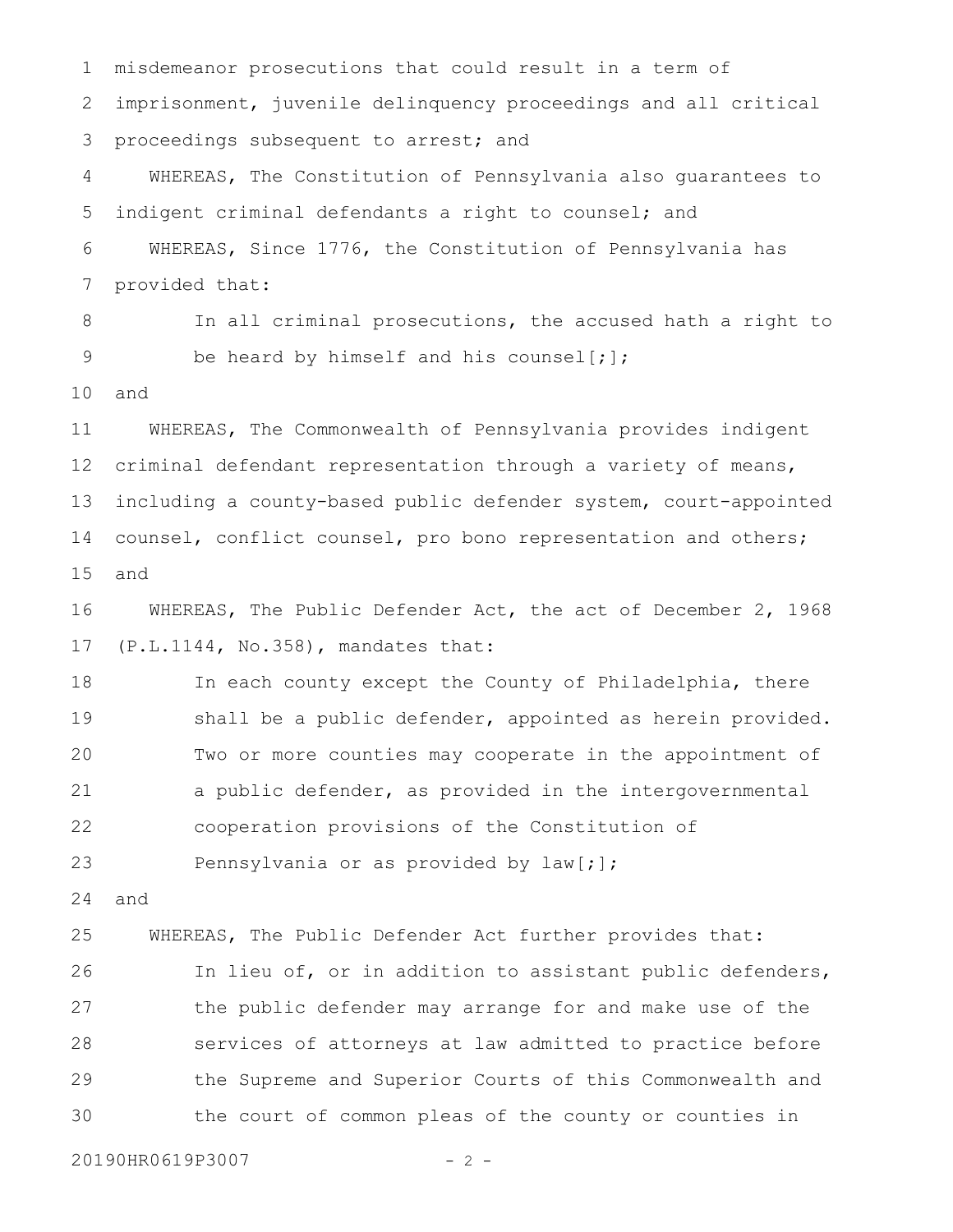misdemeanor prosecutions that could result in a term of imprisonment, juvenile delinquency proceedings and all critical proceedings subsequent to arrest; and

WHEREAS, The Constitution of Pennsylvania also guarantees to indigent criminal defendants a right to counsel; and

WHEREAS, Since 1776, the Constitution of Pennsylvania has provided that:

> In all criminal prosecutions, the accused hath a right to be heard by himself and his counsel[;];

and

WHEREAS, The Commonwealth of Pennsylvania provides indigent criminal defendant representation through a variety of means, including a county-based public defender system, court-appointed counsel, conflict counsel, pro bono representation and others; and

WHEREAS, The Public Defender Act, the act of December 2, 1968 (P.L.1144, No.358), mandates that:

> In each county except the County of Philadelphia, there shall be a public defender, appointed as herein provided. Two or more counties may cooperate in the appointment of a public defender, as provided in the intergovernmental cooperation provisions of the Constitution of Pennsylvania or as provided by law[;];

and

WHEREAS, The Public Defender Act further provides that:

> In lieu of, or in addition to assistant public defenders, the public defender may arrange for and make use of the services of attorneys at law admitted to practice before the Supreme and Superior Courts of this Commonwealth and the court of common pleas of the county or counties in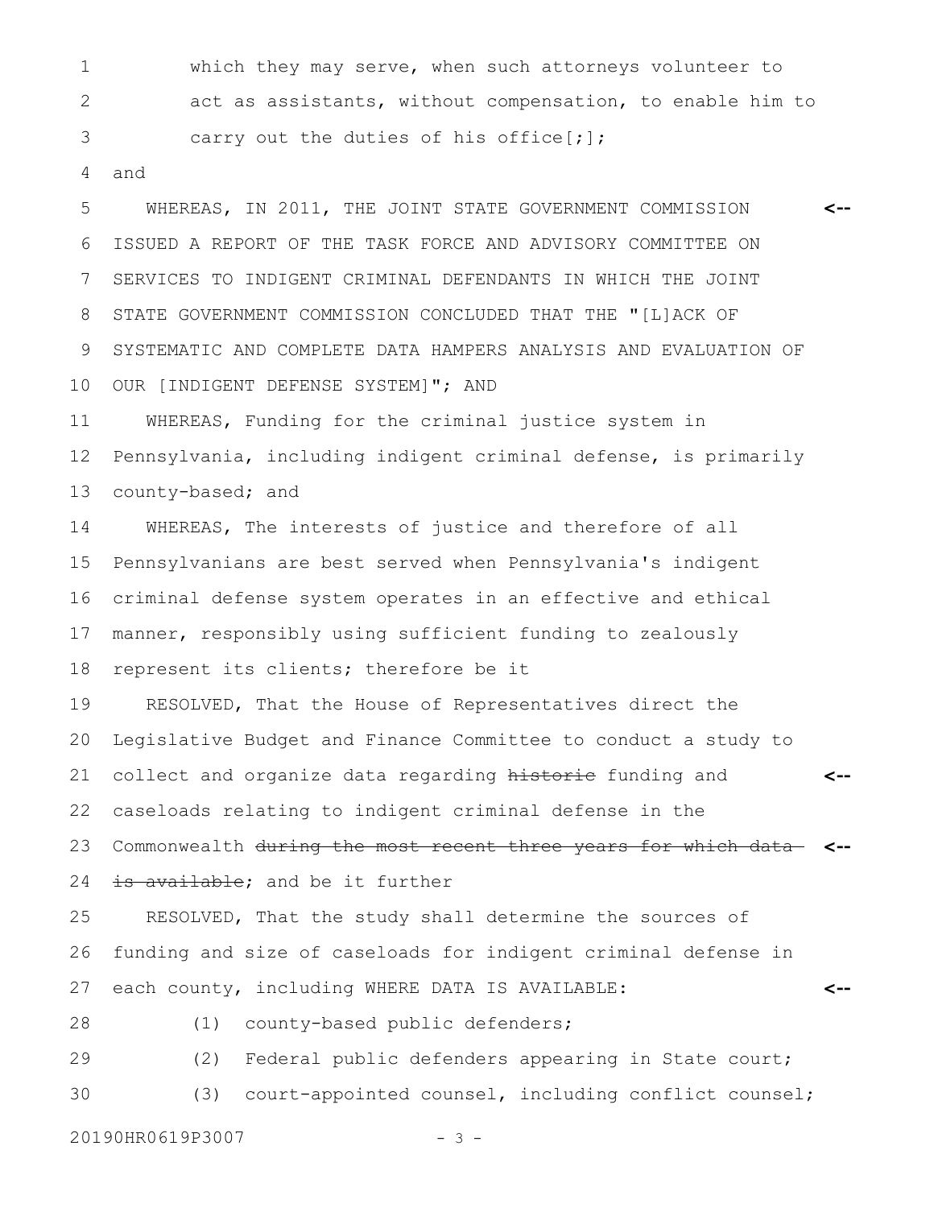which they may serve, when such attorneys volunteer to act as assistants, without compensation, to enable him to carry out the duties of his office[;];

and

WHEREAS, IN 2011, THE JOINT STATE GOVERNMENT COMMISSION ISSUED A REPORT OF THE TASK FORCE AND ADVISORY COMMITTEE ON SERVICES TO INDIGENT CRIMINAL DEFENDANTS IN WHICH THE JOINT STATE GOVERNMENT COMMISSION CONCLUDED THAT THE "[L]ACK OF SYSTEMATIC AND COMPLETE DATA HAMPERS ANALYSIS AND EVALUATION OF OUR [INDIGENT DEFENSE SYSTEM]"; AND

WHEREAS, Funding for the criminal justice system in Pennsylvania, including indigent criminal defense, is primarily county-based; and

WHEREAS, The interests of justice and therefore of all Pennsylvanians are best served when Pennsylvania's indigent criminal defense system operates in an effective and ethical manner, responsibly using sufficient funding to zealously represent its clients; therefore be it

RESOLVED, That the House of Representatives direct the Legislative Budget and Finance Committee to conduct a study to collect and organize data regarding ~~historic~~ funding and caseloads relating to indigent criminal defense in the Commonwealth ~~during the most recent three years for which data is available~~; and be it further

RESOLVED, That the study shall determine the sources of funding and size of caseloads for indigent criminal defense in each county, including WHERE DATA IS AVAILABLE:

(1) county-based public defenders;

(2) Federal public defenders appearing in State court;

(3) court-appointed counsel, including conflict counsel;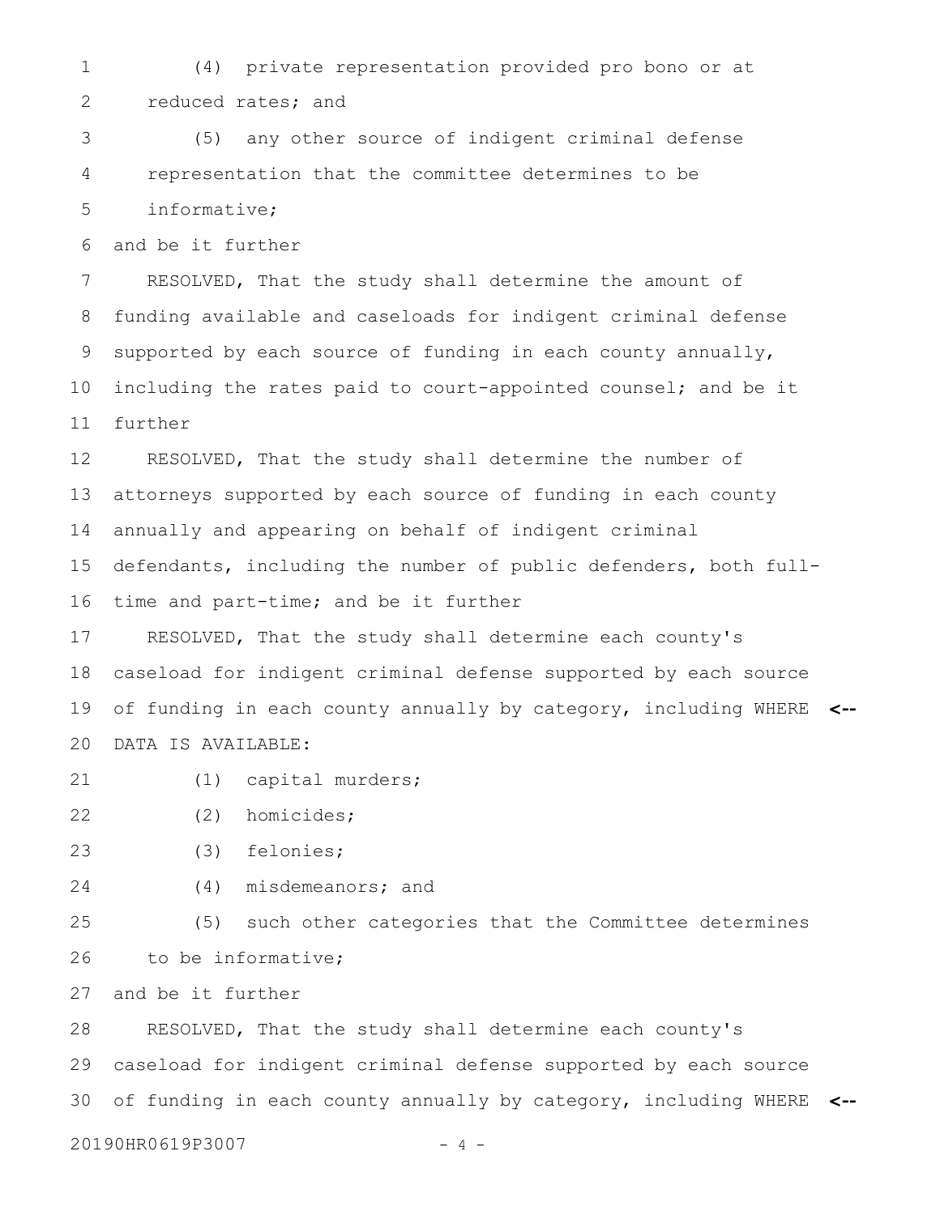(4) private representation provided pro bono or at reduced rates; and

(5) any other source of indigent criminal defense representation that the committee determines to be informative;

and be it further

RESOLVED, That the study shall determine the amount of funding available and caseloads for indigent criminal defense supported by each source of funding in each county annually, including the rates paid to court-appointed counsel; and be it further

RESOLVED, That the study shall determine the number of attorneys supported by each source of funding in each county annually and appearing on behalf of indigent criminal defendants, including the number of public defenders, both full-time and part-time; and be it further

RESOLVED, That the study shall determine each county's caseload for indigent criminal defense supported by each source of funding in each county annually by category, including WHERE DATA IS AVAILABLE: <--

(1) capital murders;

(2) homicides;

(3) felonies;

(4) misdemeanors; and

(5) such other categories that the Committee determines to be informative;

and be it further

RESOLVED, That the study shall determine each county's caseload for indigent criminal defense supported by each source of funding in each county annually by category, including WHERE <--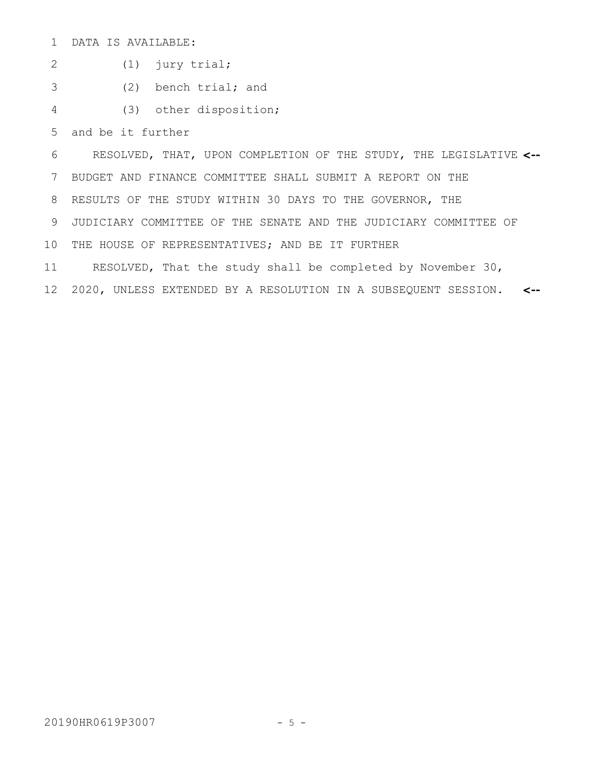DATA IS AVAILABLE:

(1) jury trial;

(2) bench trial; and

(3) other disposition;

and be it further

RESOLVED, THAT, UPON COMPLETION OF THE STUDY, THE LEGISLATIVE BUDGET AND FINANCE COMMITTEE SHALL SUBMIT A REPORT ON THE RESULTS OF THE STUDY WITHIN 30 DAYS TO THE GOVERNOR, THE JUDICIARY COMMITTEE OF THE SENATE AND THE JUDICIARY COMMITTEE OF THE HOUSE OF REPRESENTATIVES; AND BE IT FURTHER

RESOLVED, That the study shall be completed by November 30, 2020, UNLESS EXTENDED BY A RESOLUTION IN A SUBSEQUENT SESSION.